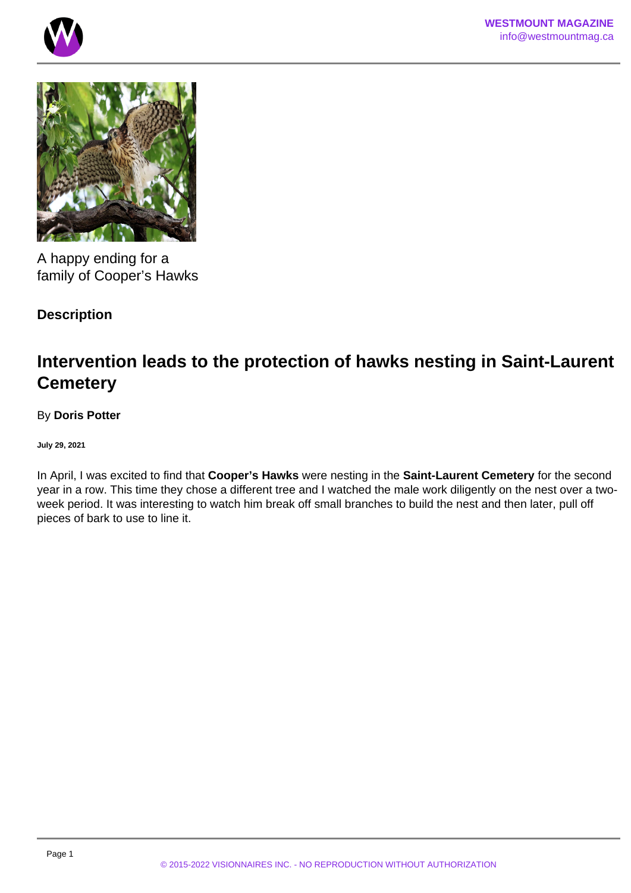A happy ending for a family of Cooper's Hawks

**Description**

## Intervention leads to the protection of hawks nesting in Saint-Laurent Cemetery

By **Doris Potter**

**July 29, 2021**

In April, I was excited to find that **Cooper's Hawks** were nesting in the **Saint-Laurent Cemetery** for the second year in a row. This time they chose a different tree and I watched the male work diligently on the nest over a two-week period. It was interesting to watch him break off small branches to build the nest and then later, pull off pieces of bark to use to line it.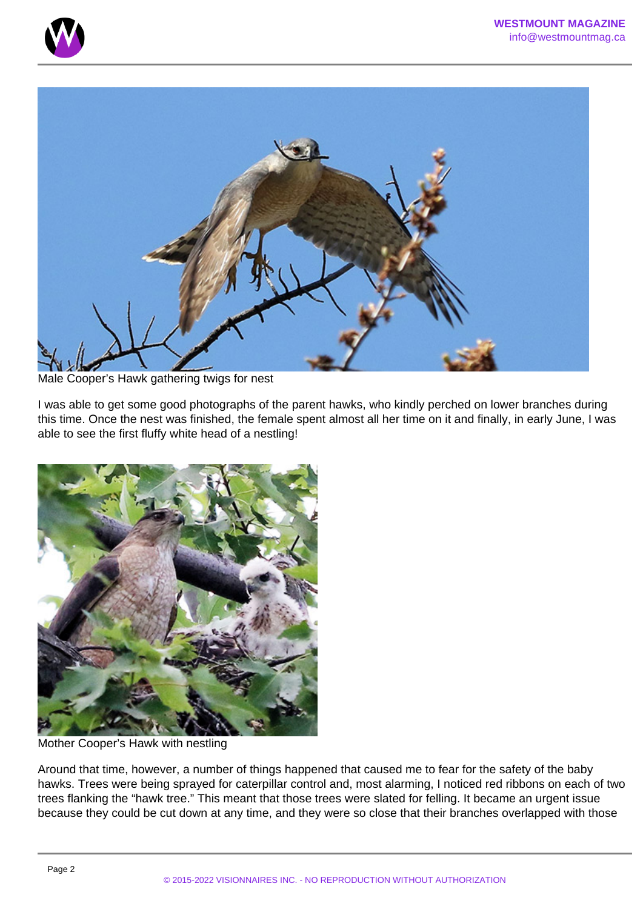Male Cooper's Hawk gathering twigs for nest

I was able to get some good photographs of the parent hawks, who kindly perched on lower branches during this time. Once the nest was finished, the female spent almost all her time on it and finally, in early June, I was able to see the first fluffy white head of a nestling!

Mother Cooper's Hawk with nestling

Around that time, however, a number of things happened that caused me to fear for the safety of the baby hawks. Trees were being sprayed for caterpillar control and, most alarming, I noticed red ribbons on each of two trees flanking the "hawk tree." This meant that those trees were slated for felling. It became an urgent issue because they could be cut down at any time, and they were so close that their branches overlapped with those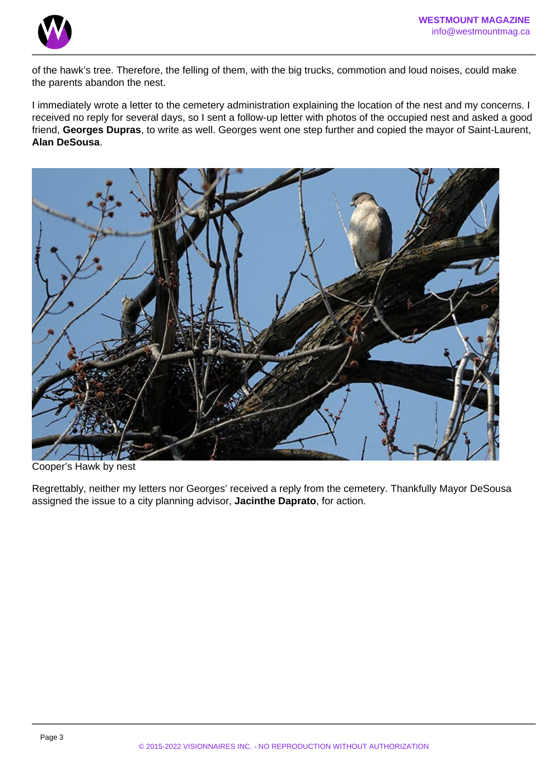of the hawk's tree. Therefore, the felling of them, with the big trucks, commotion and loud noises, could make the parents abandon the nest.

I immediately wrote a letter to the cemetery administration explaining the location of the nest and my concerns. I received no reply for several days, so I sent a follow-up letter with photos of the occupied nest and asked a good friend, **Georges Dupras**, to write as well. Georges went one step further and copied the mayor of Saint-Laurent, **Alan DeSousa**.

Cooper's Hawk by nest

Regrettably, neither my letters nor Georges' received a reply from the cemetery. Thankfully Mayor DeSousa assigned the issue to a city planning advisor, **Jacinthe Daprato**, for action.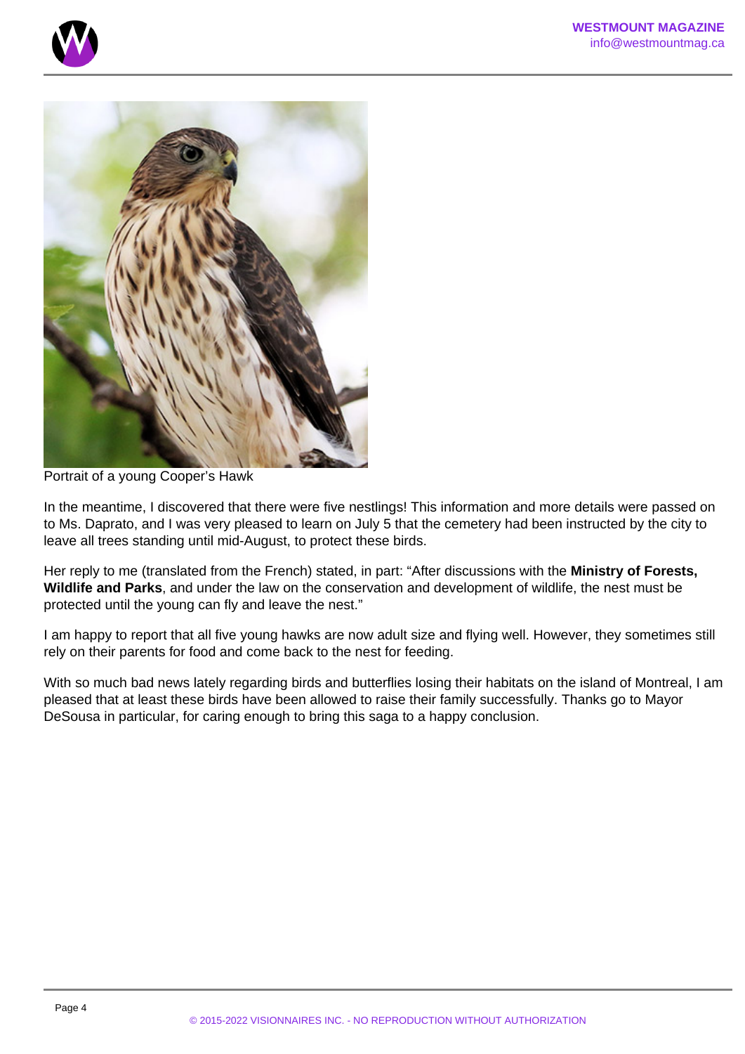Portrait of a young Cooper's Hawk

In the meantime, I discovered that there were five nestlings! This information and more details were passed on to Ms. Daprato, and I was very pleased to learn on July 5 that the cemetery had been instructed by the city to leave all trees standing until mid-August, to protect these birds.

Her reply to me (translated from the French) stated, in part: "After discussions with the **Ministry of Forests, Wildlife and Parks**, and under the law on the conservation and development of wildlife, the nest must be protected until the young can fly and leave the nest."

I am happy to report that all five young hawks are now adult size and flying well. However, they sometimes still rely on their parents for food and come back to the nest for feeding.

With so much bad news lately regarding birds and butterflies losing their habitats on the island of Montreal, I am pleased that at least these birds have been allowed to raise their family successfully. Thanks go to Mayor DeSousa in particular, for caring enough to bring this saga to a happy conclusion.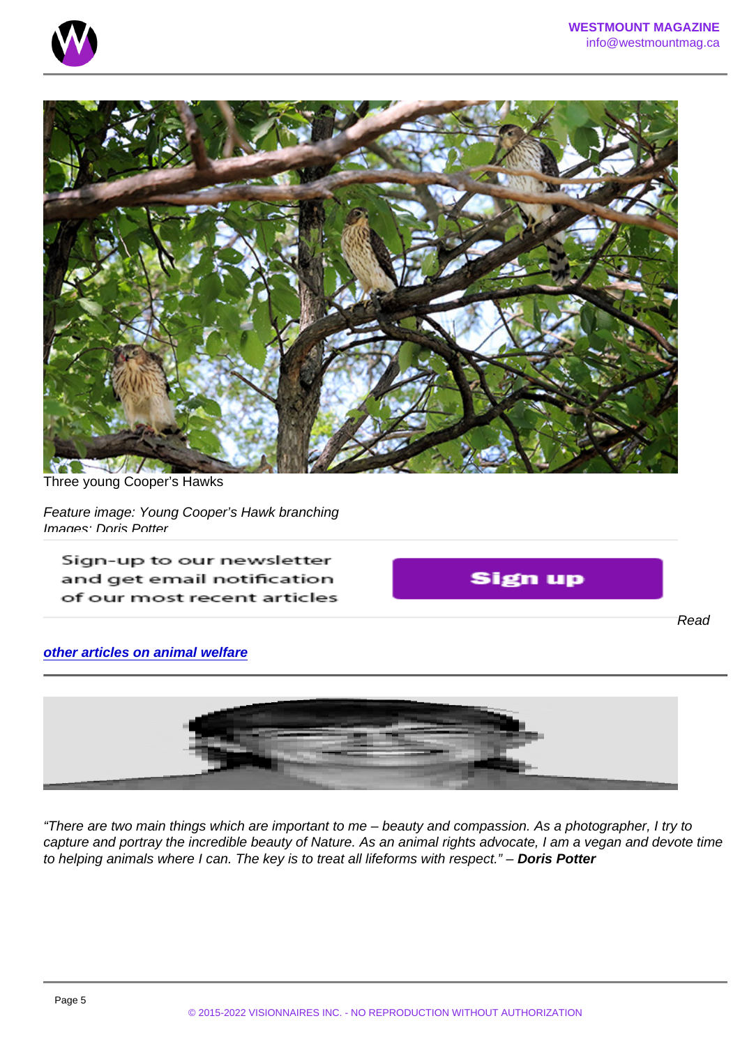Three young Cooper's Hawks

*Feature image: Young Cooper's Hawk branching*
*Images: Doris Potter*

Sign-up to our newsletter and get email notification of our most recent articles

Sign up

*Read* ***[other articles on animal welfare](#)***

*"There are two main things which are important to me – beauty and compassion. As a photographer, I try to capture and portray the incredible beauty of Nature. As an animal rights advocate, I am a vegan and devote time to helping animals where I can. The key is to treat all lifeforms with respect."* – ***Doris Potter***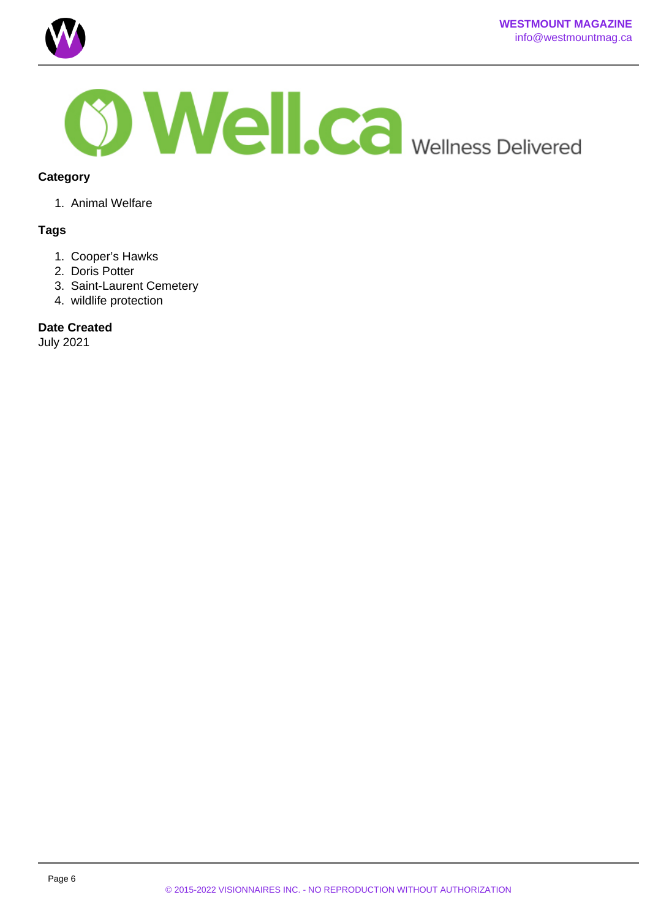**Category**

1. Animal Welfare

**Tags**

1. Cooper's Hawks
2. Doris Potter
3. Saint-Laurent Cemetery
4. wildlife protection

**Date Created**

July 2021